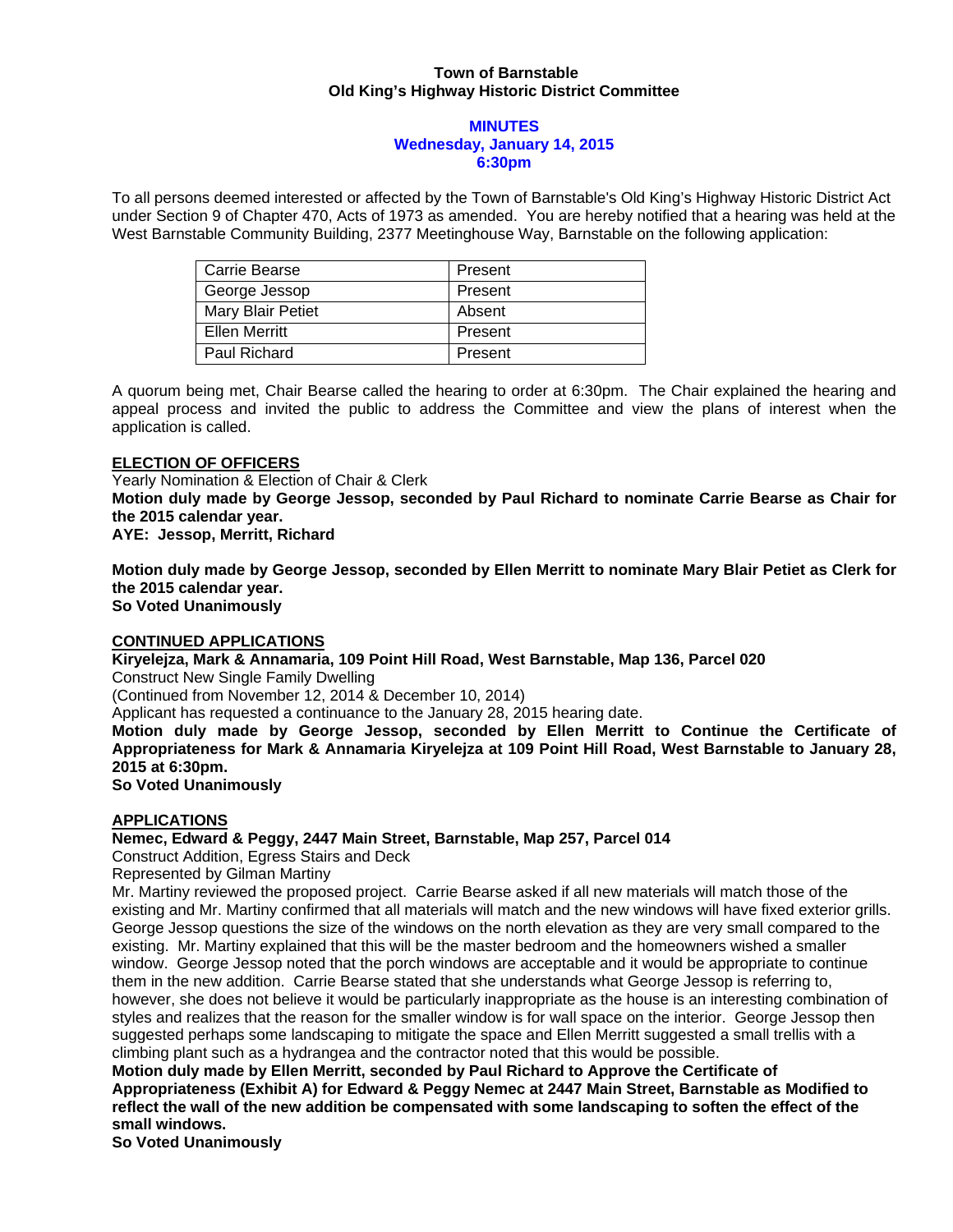**Town of Barnstable**
**Old King's Highway Historic District Committee**

**MINUTES**
**Wednesday, January 14, 2015**
**6:30pm**

To all persons deemed interested or affected by the Town of Barnstable's Old King's Highway Historic District Act under Section 9 of Chapter 470, Acts of 1973 as amended. You are hereby notified that a hearing was held at the West Barnstable Community Building, 2377 Meetinghouse Way, Barnstable on the following application:

| | |
|---|---|
| Carrie Bearse | Present |
| George Jessop | Present |
| Mary Blair Petiet | Absent |
| Ellen Merritt | Present |
| Paul Richard | Present |

A quorum being met, Chair Bearse called the hearing to order at 6:30pm. The Chair explained the hearing and appeal process and invited the public to address the Committee and view the plans of interest when the application is called.

**ELECTION OF OFFICERS**

Yearly Nomination & Election of Chair & Clerk

**Motion duly made by George Jessop, seconded by Paul Richard to nominate Carrie Bearse as Chair for the 2015 calendar year.**

**AYE: Jessop, Merritt, Richard**

**Motion duly made by George Jessop, seconded by Ellen Merritt to nominate Mary Blair Petiet as Clerk for the 2015 calendar year.**

**So Voted Unanimously**

**CONTINUED APPLICATIONS**

**Kiryelejza, Mark & Annamaria, 109 Point Hill Road, West Barnstable, Map 136, Parcel 020**

Construct New Single Family Dwelling

(Continued from November 12, 2014 & December 10, 2014)

Applicant has requested a continuance to the January 28, 2015 hearing date.

**Motion duly made by George Jessop, seconded by Ellen Merritt to Continue the Certificate of Appropriateness for Mark & Annamaria Kiryelejza at 109 Point Hill Road, West Barnstable to January 28, 2015 at 6:30pm.**

**So Voted Unanimously**

**APPLICATIONS**

**Nemec, Edward & Peggy, 2447 Main Street, Barnstable, Map 257, Parcel 014**

Construct Addition, Egress Stairs and Deck

Represented by Gilman Martiny

Mr. Martiny reviewed the proposed project. Carrie Bearse asked if all new materials will match those of the existing and Mr. Martiny confirmed that all materials will match and the new windows will have fixed exterior grills. George Jessop questions the size of the windows on the north elevation as they are very small compared to the existing. Mr. Martiny explained that this will be the master bedroom and the homeowners wished a smaller window. George Jessop noted that the porch windows are acceptable and it would be appropriate to continue them in the new addition. Carrie Bearse stated that she understands what George Jessop is referring to, however, she does not believe it would be particularly inappropriate as the house is an interesting combination of styles and realizes that the reason for the smaller window is for wall space on the interior. George Jessop then suggested perhaps some landscaping to mitigate the space and Ellen Merritt suggested a small trellis with a climbing plant such as a hydrangea and the contractor noted that this would be possible.

**Motion duly made by Ellen Merritt, seconded by Paul Richard to Approve the Certificate of Appropriateness (Exhibit A) for Edward & Peggy Nemec at 2447 Main Street, Barnstable as Modified to reflect the wall of the new addition be compensated with some landscaping to soften the effect of the small windows.**

**So Voted Unanimously**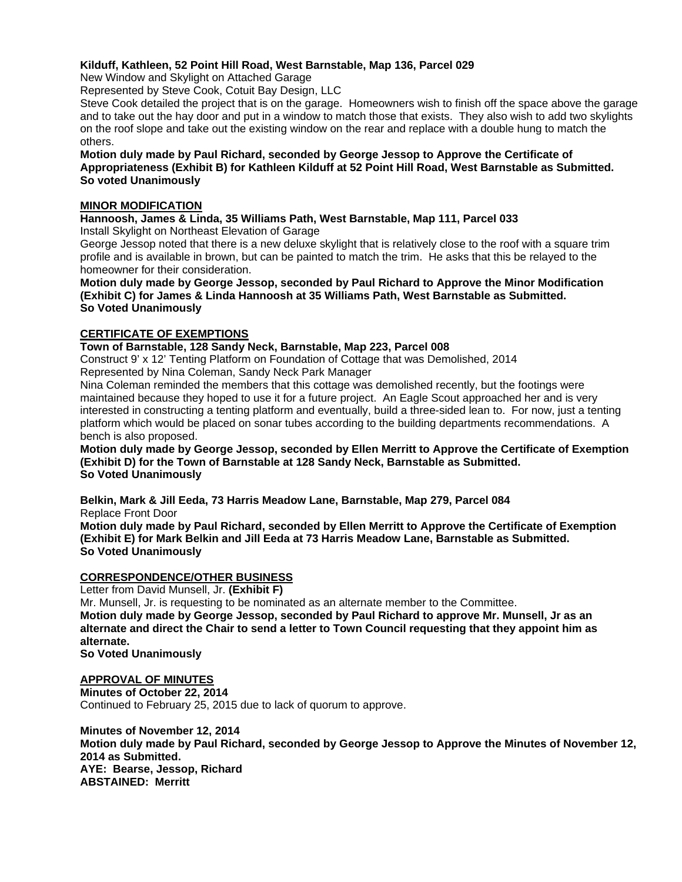**Kilduff, Kathleen, 52 Point Hill Road, West Barnstable, Map 136, Parcel 029**
New Window and Skylight on Attached Garage
Represented by Steve Cook, Cotuit Bay Design, LLC
Steve Cook detailed the project that is on the garage. Homeowners wish to finish off the space above the garage and to take out the hay door and put in a window to match those that exists. They also wish to add two skylights on the roof slope and take out the existing window on the rear and replace with a double hung to match the others.
**Motion duly made by Paul Richard, seconded by George Jessop to Approve the Certificate of Appropriateness (Exhibit B) for Kathleen Kilduff at 52 Point Hill Road, West Barnstable as Submitted.**
**So voted Unanimously**

## MINOR MODIFICATION

**Hannoosh, James & Linda, 35 Williams Path, West Barnstable, Map 111, Parcel 033**
Install Skylight on Northeast Elevation of Garage
George Jessop noted that there is a new deluxe skylight that is relatively close to the roof with a square trim profile and is available in brown, but can be painted to match the trim. He asks that this be relayed to the homeowner for their consideration.
**Motion duly made by George Jessop, seconded by Paul Richard to Approve the Minor Modification (Exhibit C) for James & Linda Hannoosh at 35 Williams Path, West Barnstable as Submitted.**
**So Voted Unanimously**

## CERTIFICATE OF EXEMPTIONS

**Town of Barnstable, 128 Sandy Neck, Barnstable, Map 223, Parcel 008**
Construct 9' x 12' Tenting Platform on Foundation of Cottage that was Demolished, 2014
Represented by Nina Coleman, Sandy Neck Park Manager
Nina Coleman reminded the members that this cottage was demolished recently, but the footings were maintained because they hoped to use it for a future project. An Eagle Scout approached her and is very interested in constructing a tenting platform and eventually, build a three-sided lean to. For now, just a tenting platform which would be placed on sonar tubes according to the building departments recommendations. A bench is also proposed.
**Motion duly made by George Jessop, seconded by Ellen Merritt to Approve the Certificate of Exemption (Exhibit D) for the Town of Barnstable at 128 Sandy Neck, Barnstable as Submitted.**
**So Voted Unanimously**

**Belkin, Mark & Jill Eeda, 73 Harris Meadow Lane, Barnstable, Map 279, Parcel 084**
Replace Front Door
**Motion duly made by Paul Richard, seconded by Ellen Merritt to Approve the Certificate of Exemption (Exhibit E) for Mark Belkin and Jill Eeda at 73 Harris Meadow Lane, Barnstable as Submitted.**
**So Voted Unanimously**

## CORRESPONDENCE/OTHER BUSINESS

Letter from David Munsell, Jr. **(Exhibit F)**
Mr. Munsell, Jr. is requesting to be nominated as an alternate member to the Committee.
**Motion duly made by George Jessop, seconded by Paul Richard to approve Mr. Munsell, Jr as an alternate and direct the Chair to send a letter to Town Council requesting that they appoint him as alternate.**
**So Voted Unanimously**

## APPROVAL OF MINUTES

**Minutes of October 22, 2014**
Continued to February 25, 2015 due to lack of quorum to approve.

**Minutes of November 12, 2014**
**Motion duly made by Paul Richard, seconded by George Jessop to Approve the Minutes of November 12, 2014 as Submitted.**
**AYE: Bearse, Jessop, Richard**
**ABSTAINED: Merritt**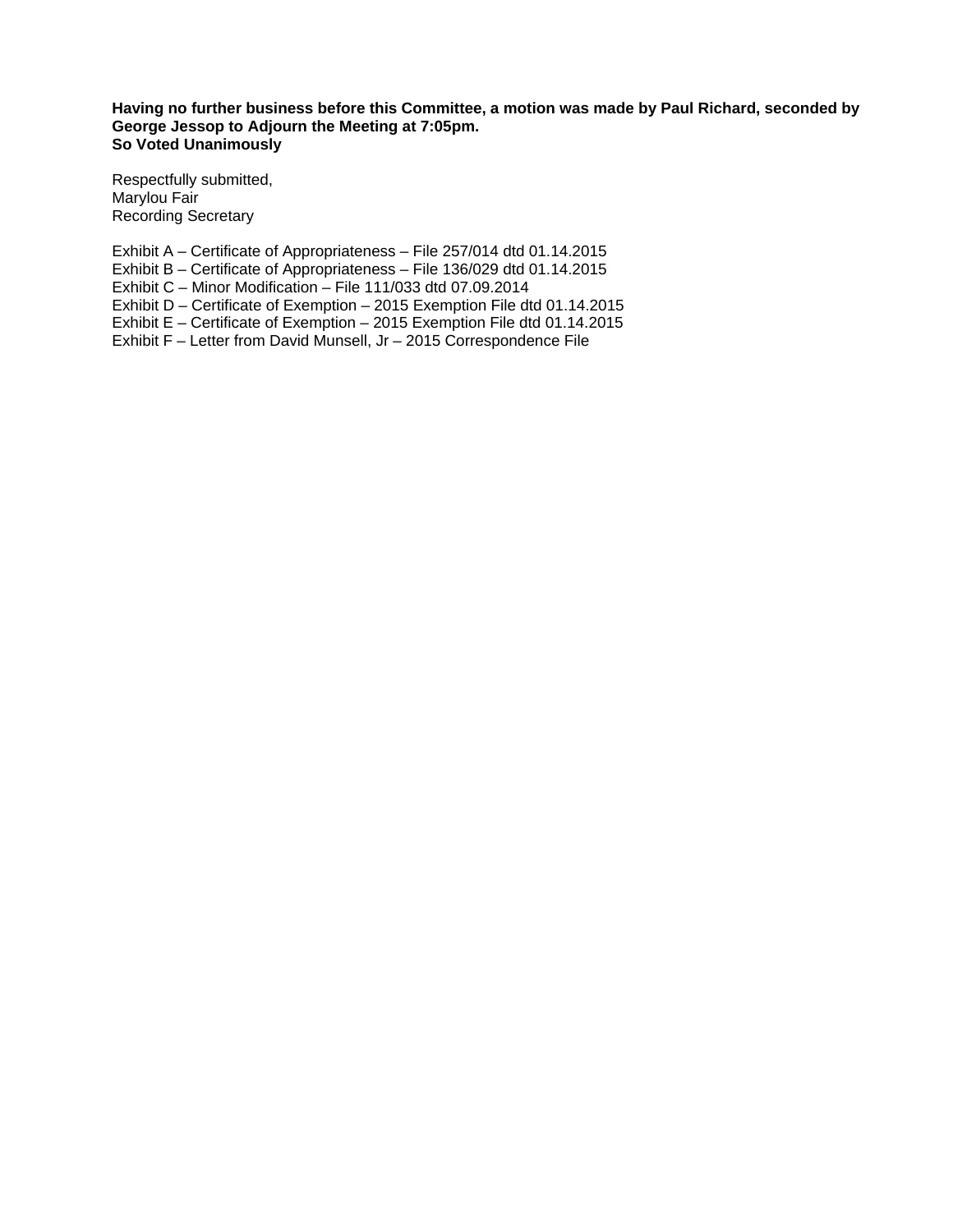**Having no further business before this Committee, a motion was made by Paul Richard, seconded by George Jessop to Adjourn the Meeting at 7:05pm.**
**So Voted Unanimously**

Respectfully submitted,
Marylou Fair
Recording Secretary

Exhibit A – Certificate of Appropriateness – File 257/014 dtd 01.14.2015
Exhibit B – Certificate of Appropriateness – File 136/029 dtd 01.14.2015
Exhibit C – Minor Modification – File 111/033 dtd 07.09.2014
Exhibit D – Certificate of Exemption – 2015 Exemption File dtd 01.14.2015
Exhibit E – Certificate of Exemption – 2015 Exemption File dtd 01.14.2015
Exhibit F – Letter from David Munsell, Jr – 2015 Correspondence File